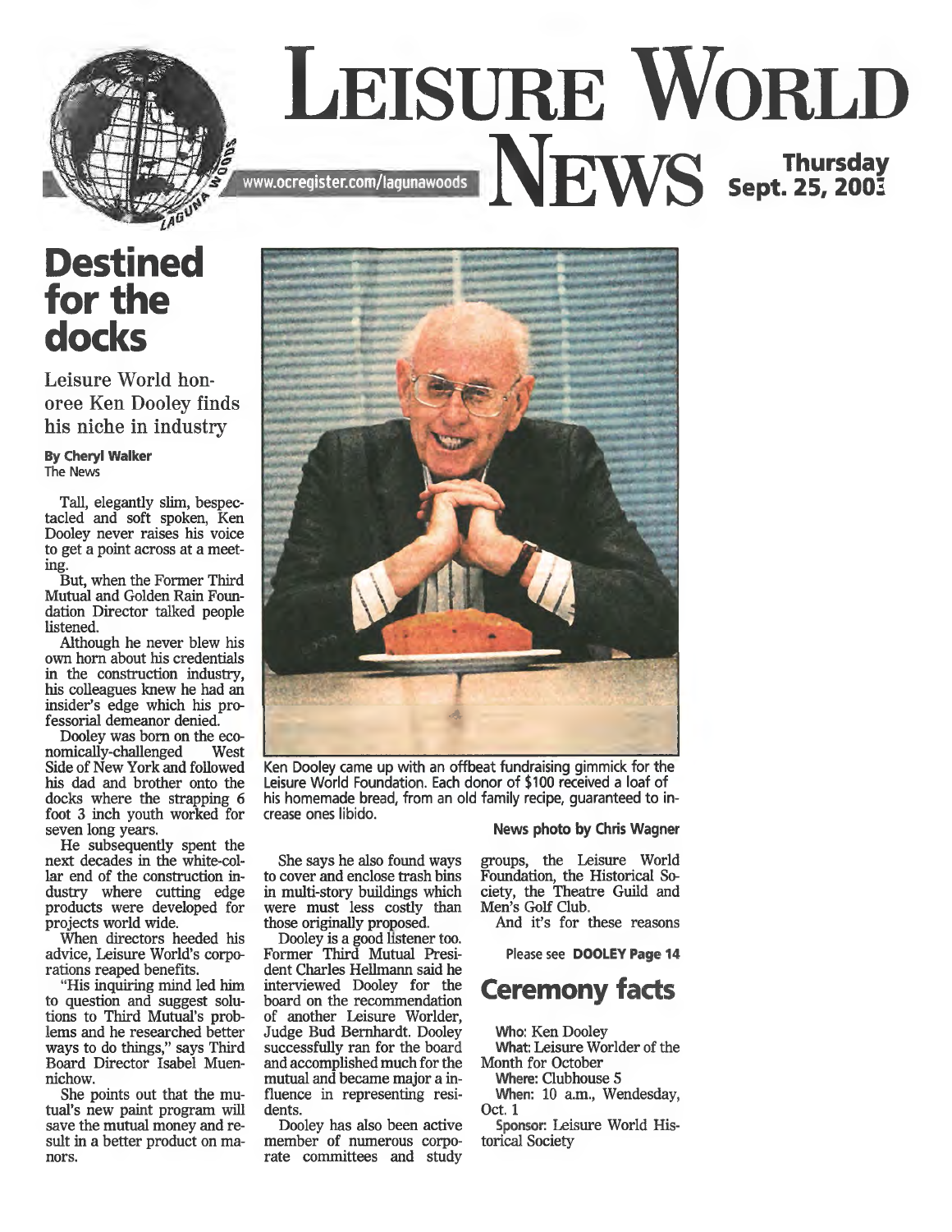# Leisure World News

www.ocregister.com/lagunawoods

Thursday Sept. 25, 2003

# Destined for the docks

## Leisure World honoree Ken Dooley finds his niche in industry

**By Cheryl Walker**
The News

Tall, elegantly slim, bespectacled and soft spoken, Ken Dooley never raises his voice to get a point across at a meeting.

But, when the Former Third Mutual and Golden Rain Foundation Director talked people listened.

Although he never blew his own horn about his credentials in the construction industry, his colleagues knew he had an insider's edge which his professorial demeanor denied.

Dooley was born on the economically-challenged West Side of New York and followed his dad and brother onto the docks where the strapping 6 foot 3 inch youth worked for seven long years.

He subsequently spent the next decades in the white-collar end of the construction industry where cutting edge products were developed for projects world wide.

When directors heeded his advice, Leisure World's corporations reaped benefits.

"His inquiring mind led him to question and suggest solutions to Third Mutual's problems and he researched better ways to do things," says Third Board Director Isabel Muennichow.

She points out that the mutual's new paint program will save the mutual money and result in a better product on manors.

She says he also found ways to cover and enclose trash bins in multi-story buildings which were must less costly than those originally proposed.

Dooley is a good listener too. Former Third Mutual President Charles Hellmann said he interviewed Dooley for the board on the recommendation of another Leisure Worlder, Judge Bud Bernhardt. Dooley successfully ran for the board and accomplished much for the mutual and became major a influence in representing residents.

Dooley has also been active member of numerous corporate committees and study groups, the Leisure World Foundation, the Historical Society, the Theatre Guild and Men's Golf Club.

And it's for these reasons

Please see **DOOLEY Page 14**

Ken Dooley came up with an offbeat fundraising gimmick for the Leisure World Foundation. Each donor of $100 received a loaf of his homemade bread, from an old family recipe, guaranteed to increase ones libido.

**News photo by Chris Wagner**

## Ceremony facts

**Who:** Ken Dooley
**What:** Leisure Worlder of the Month for October
**Where:** Clubhouse 5
**When:** 10 a.m., Wendesday, Oct. 1
**Sponsor:** Leisure World Historical Society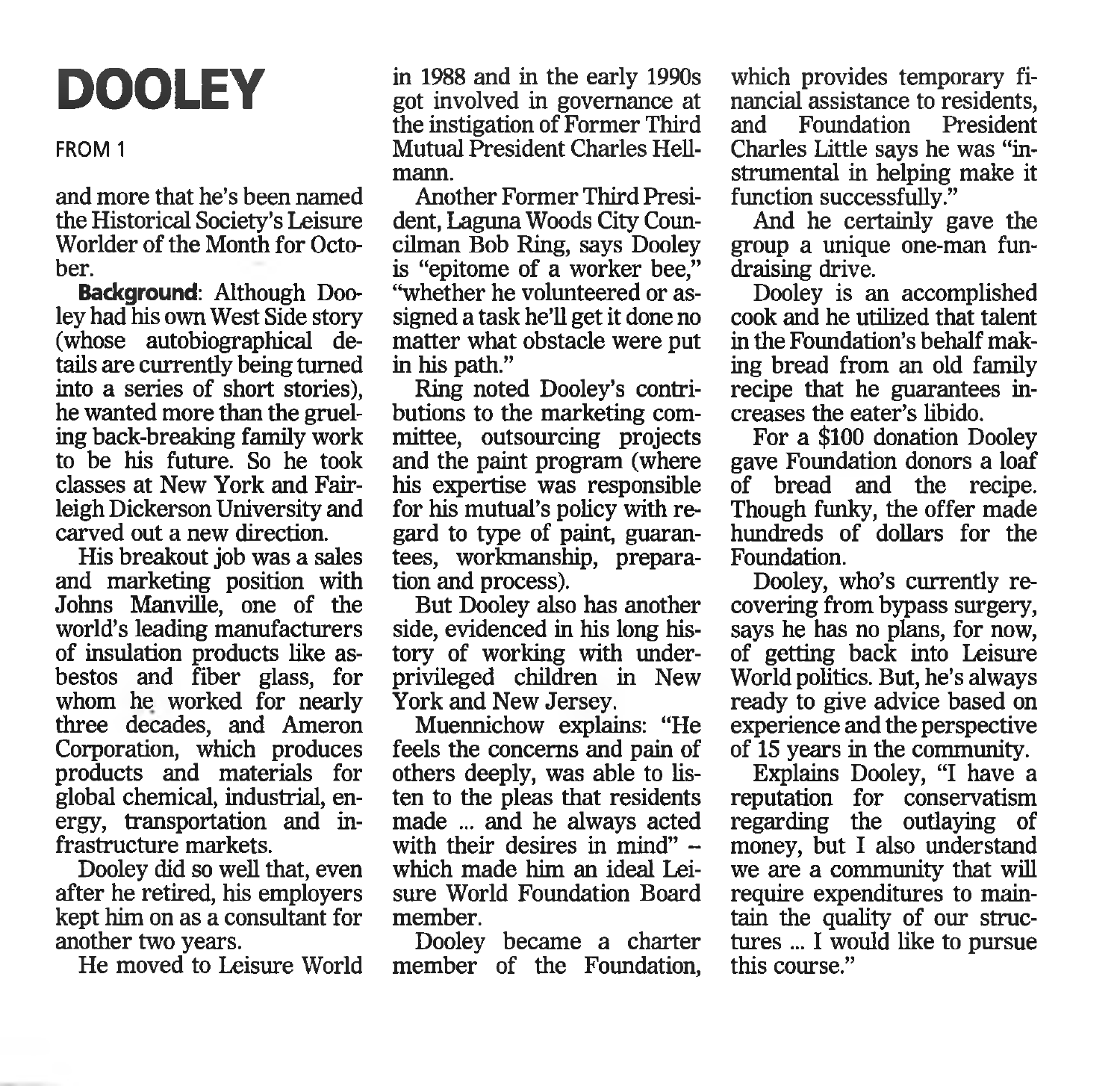# DOOLEY

FROM 1

and more that he's been named the Historical Society's Leisure Worlder of the Month for October.

**Background**: Although Dooley had his own West Side story (whose autobiographical details are currently being turned into a series of short stories), he wanted more than the grueling back-breaking family work to be his future. So he took classes at New York and Fairleigh Dickerson University and carved out a new direction.

His breakout job was a sales and marketing position with Johns Manville, one of the world's leading manufacturers of insulation products like asbestos and fiber glass, for whom he worked for nearly three decades, and Ameron Corporation, which produces products and materials for global chemical, industrial, energy, transportation and infrastructure markets.

Dooley did so well that, even after he retired, his employers kept him on as a consultant for another two years.

He moved to Leisure World in 1988 and in the early 1990s got involved in governance at the instigation of Former Third Mutual President Charles Hellmann.

Another Former Third President, Laguna Woods City Councilman Bob Ring, says Dooley is "epitome of a worker bee," "whether he volunteered or assigned a task he'll get it done no matter what obstacle were put in his path."

Ring noted Dooley's contributions to the marketing committee, outsourcing projects and the paint program (where his expertise was responsible for his mutual's policy with regard to type of paint, guarantees, workmanship, preparation and process).

But Dooley also has another side, evidenced in his long history of working with underprivileged children in New York and New Jersey.

Muennichow explains: "He feels the concerns and pain of others deeply, was able to listen to the pleas that residents made ... and he always acted with their desires in mind" – which made him an ideal Leisure World Foundation Board member.

Dooley became a charter member of the Foundation, which provides temporary financial assistance to residents, and Foundation President Charles Little says he was "instrumental in helping make it function successfully."

And he certainly gave the group a unique one-man fundraising drive.

Dooley is an accomplished cook and he utilized that talent in the Foundation's behalf making bread from an old family recipe that he guarantees increases the eater's libido.

For a $100 donation Dooley gave Foundation donors a loaf of bread and the recipe. Though funky, the offer made hundreds of dollars for the Foundation.

Dooley, who's currently recovering from bypass surgery, says he has no plans, for now, of getting back into Leisure World politics. But, he's always ready to give advice based on experience and the perspective of 15 years in the community.

Explains Dooley, "I have a reputation for conservatism regarding the outlaying of money, but I also understand we are a community that will require expenditures to maintain the quality of our structures ... I would like to pursue this course."